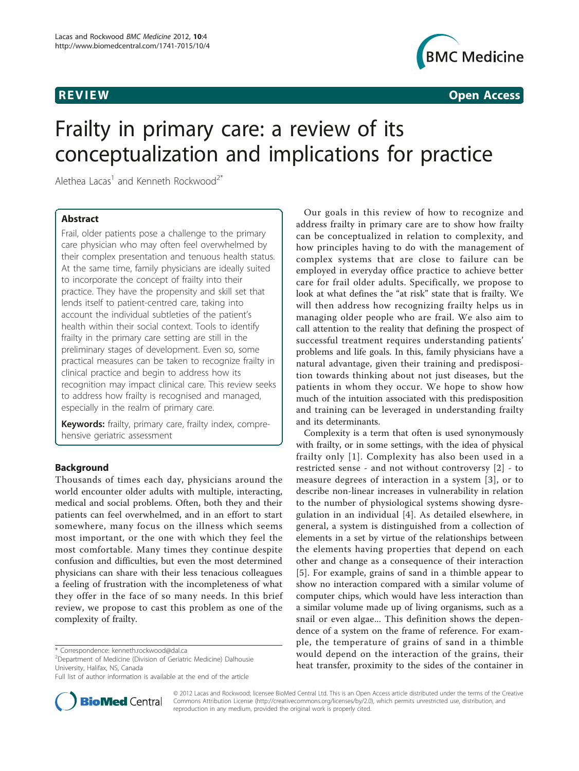REVIEW Open Access

# Frailty in primary care: a review of its conceptualization and implications for practice

Alethea Lacas[1] and Kenneth Rockwood[2*]

## Abstract

Frail, older patients pose a challenge to the primary care physician who may often feel overwhelmed by their complex presentation and tenuous health status. At the same time, family physicians are ideally suited to incorporate the concept of frailty into their practice. They have the propensity and skill set that lends itself to patient-centred care, taking into account the individual subtleties of the patient's health within their social context. Tools to identify frailty in the primary care setting are still in the preliminary stages of development. Even so, some practical measures can be taken to recognize frailty in clinical practice and begin to address how its recognition may impact clinical care. This review seeks to address how frailty is recognised and managed, especially in the realm of primary care.

**Keywords:** frailty, primary care, frailty index, comprehensive geriatric assessment

## Background

Thousands of times each day, physicians around the world encounter older adults with multiple, interacting, medical and social problems. Often, both they and their patients can feel overwhelmed, and in an effort to start somewhere, many focus on the illness which seems most important, or the one with which they feel the most comfortable. Many times they continue despite confusion and difficulties, but even the most determined physicians can share with their less tenacious colleagues a feeling of frustration with the incompleteness of what they offer in the face of so many needs. In this brief review, we propose to cast this problem as one of the complexity of frailty.

Our goals in this review of how to recognize and address frailty in primary care are to show how frailty can be conceptualized in relation to complexity, and how principles having to do with the management of complex systems that are close to failure can be employed in everyday office practice to achieve better care for frail older adults. Specifically, we propose to look at what defines the "at risk" state that is frailty. We will then address how recognizing frailty helps us in managing older people who are frail. We also aim to call attention to the reality that defining the prospect of successful treatment requires understanding patients' problems and life goals. In this, family physicians have a natural advantage, given their training and predisposition towards thinking about not just diseases, but the patients in whom they occur. We hope to show how much of the intuition associated with this predisposition and training can be leveraged in understanding frailty and its determinants.

Complexity is a term that often is used synonymously with frailty, or in some settings, with the idea of physical frailty only [1]. Complexity has also been used in a restricted sense - and not without controversy [2] - to measure degrees of interaction in a system [3], or to describe non-linear increases in vulnerability in relation to the number of physiological systems showing dysregulation in an individual [4]. As detailed elsewhere, in general, a system is distinguished from a collection of elements in a set by virtue of the relationships between the elements having properties that depend on each other and change as a consequence of their interaction [5]. For example, grains of sand in a thimble appear to show no interaction compared with a similar volume of computer chips, which would have less interaction than a similar volume made up of living organisms, such as a snail or even algae... This definition shows the dependence of a system on the frame of reference. For example, the temperature of grains of sand in a thimble would depend on the interaction of the grains, their heat transfer, proximity to the sides of the container in

\* Correspondence: kenneth.rockwood@dal.ca
[2]Department of Medicine (Division of Geriatric Medicine) Dalhousie University, Halifax, NS, Canada
Full list of author information is available at the end of the article

© 2012 Lacas and Rockwood; licensee BioMed Central Ltd. This is an Open Access article distributed under the terms of the Creative Commons Attribution License (http://creativecommons.org/licenses/by/2.0), which permits unrestricted use, distribution, and reproduction in any medium, provided the original work is properly cited.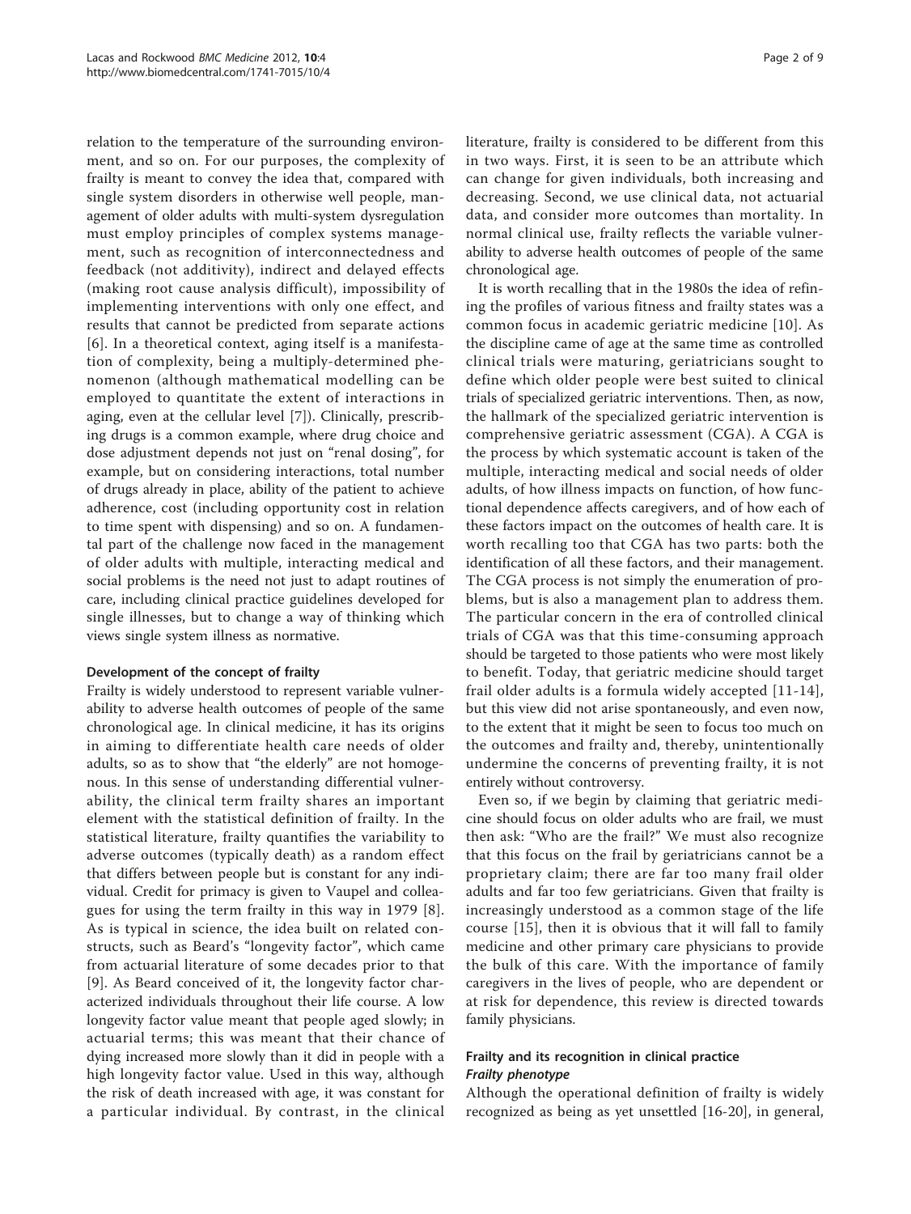relation to the temperature of the surrounding environment, and so on. For our purposes, the complexity of frailty is meant to convey the idea that, compared with single system disorders in otherwise well people, management of older adults with multi-system dysregulation must employ principles of complex systems management, such as recognition of interconnectedness and feedback (not additivity), indirect and delayed effects (making root cause analysis difficult), impossibility of implementing interventions with only one effect, and results that cannot be predicted from separate actions [6]. In a theoretical context, aging itself is a manifestation of complexity, being a multiply-determined phenomenon (although mathematical modelling can be employed to quantitate the extent of interactions in aging, even at the cellular level [7]). Clinically, prescribing drugs is a common example, where drug choice and dose adjustment depends not just on "renal dosing", for example, but on considering interactions, total number of drugs already in place, ability of the patient to achieve adherence, cost (including opportunity cost in relation to time spent with dispensing) and so on. A fundamental part of the challenge now faced in the management of older adults with multiple, interacting medical and social problems is the need not just to adapt routines of care, including clinical practice guidelines developed for single illnesses, but to change a way of thinking which views single system illness as normative.

## Development of the concept of frailty

Frailty is widely understood to represent variable vulnerability to adverse health outcomes of people of the same chronological age. In clinical medicine, it has its origins in aiming to differentiate health care needs of older adults, so as to show that "the elderly" are not homogenous. In this sense of understanding differential vulnerability, the clinical term frailty shares an important element with the statistical definition of frailty. In the statistical literature, frailty quantifies the variability to adverse outcomes (typically death) as a random effect that differs between people but is constant for any individual. Credit for primacy is given to Vaupel and colleagues for using the term frailty in this way in 1979 [8]. As is typical in science, the idea built on related constructs, such as Beard's "longevity factor", which came from actuarial literature of some decades prior to that [9]. As Beard conceived of it, the longevity factor characterized individuals throughout their life course. A low longevity factor value meant that people aged slowly; in actuarial terms; this was meant that their chance of dying increased more slowly than it did in people with a high longevity factor value. Used in this way, although the risk of death increased with age, it was constant for a particular individual. By contrast, in the clinical literature, frailty is considered to be different from this in two ways. First, it is seen to be an attribute which can change for given individuals, both increasing and decreasing. Second, we use clinical data, not actuarial data, and consider more outcomes than mortality. In normal clinical use, frailty reflects the variable vulnerability to adverse health outcomes of people of the same chronological age.

It is worth recalling that in the 1980s the idea of refining the profiles of various fitness and frailty states was a common focus in academic geriatric medicine [10]. As the discipline came of age at the same time as controlled clinical trials were maturing, geriatricians sought to define which older people were best suited to clinical trials of specialized geriatric interventions. Then, as now, the hallmark of the specialized geriatric intervention is comprehensive geriatric assessment (CGA). A CGA is the process by which systematic account is taken of the multiple, interacting medical and social needs of older adults, of how illness impacts on function, of how functional dependence affects caregivers, and of how each of these factors impact on the outcomes of health care. It is worth recalling too that CGA has two parts: both the identification of all these factors, and their management. The CGA process is not simply the enumeration of problems, but is also a management plan to address them. The particular concern in the era of controlled clinical trials of CGA was that this time-consuming approach should be targeted to those patients who were most likely to benefit. Today, that geriatric medicine should target frail older adults is a formula widely accepted [11-14], but this view did not arise spontaneously, and even now, to the extent that it might be seen to focus too much on the outcomes and frailty and, thereby, unintentionally undermine the concerns of preventing frailty, it is not entirely without controversy.

Even so, if we begin by claiming that geriatric medicine should focus on older adults who are frail, we must then ask: "Who are the frail?" We must also recognize that this focus on the frail by geriatricians cannot be a proprietary claim; there are far too many frail older adults and far too few geriatricians. Given that frailty is increasingly understood as a common stage of the life course [15], then it is obvious that it will fall to family medicine and other primary care physicians to provide the bulk of this care. With the importance of family caregivers in the lives of people, who are dependent or at risk for dependence, this review is directed towards family physicians.

## Frailty and its recognition in clinical practice

### *Frailty phenotype*

Although the operational definition of frailty is widely recognized as being as yet unsettled [16-20], in general,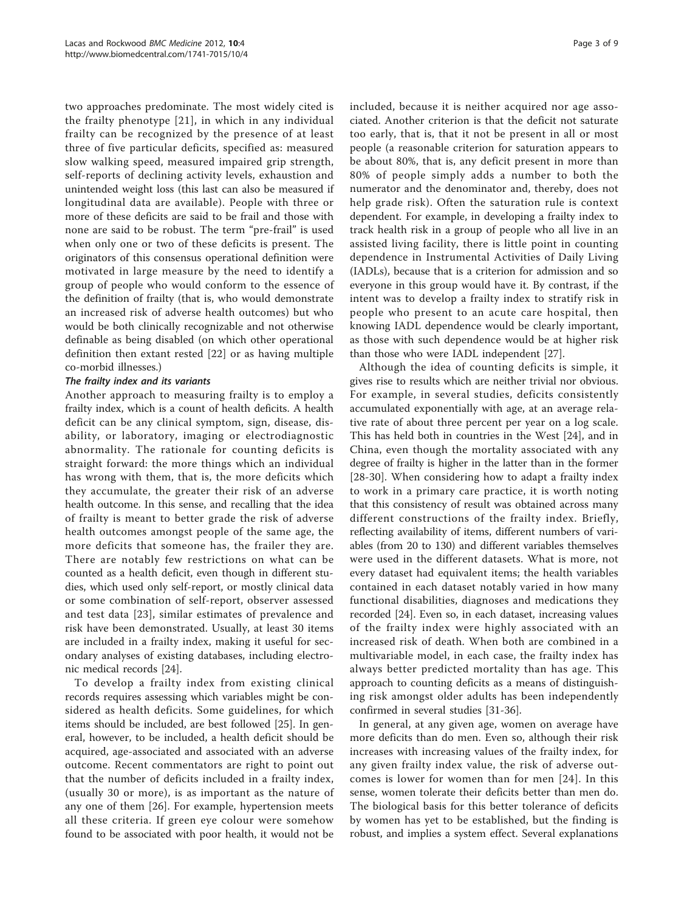two approaches predominate. The most widely cited is the frailty phenotype [21], in which in any individual frailty can be recognized by the presence of at least three of five particular deficits, specified as: measured slow walking speed, measured impaired grip strength, self-reports of declining activity levels, exhaustion and unintended weight loss (this last can also be measured if longitudinal data are available). People with three or more of these deficits are said to be frail and those with none are said to be robust. The term "pre-frail" is used when only one or two of these deficits is present. The originators of this consensus operational definition were motivated in large measure by the need to identify a group of people who would conform to the essence of the definition of frailty (that is, who would demonstrate an increased risk of adverse health outcomes) but who would be both clinically recognizable and not otherwise definable as being disabled (on which other operational definition then extant rested [22] or as having multiple co-morbid illnesses.)

### *The frailty index and its variants*

Another approach to measuring frailty is to employ a frailty index, which is a count of health deficits. A health deficit can be any clinical symptom, sign, disease, disability, or laboratory, imaging or electrodiagnostic abnormality. The rationale for counting deficits is straight forward: the more things which an individual has wrong with them, that is, the more deficits which they accumulate, the greater their risk of an adverse health outcome. In this sense, and recalling that the idea of frailty is meant to better grade the risk of adverse health outcomes amongst people of the same age, the more deficits that someone has, the frailer they are. There are notably few restrictions on what can be counted as a health deficit, even though in different studies, which used only self-report, or mostly clinical data or some combination of self-report, observer assessed and test data [23], similar estimates of prevalence and risk have been demonstrated. Usually, at least 30 items are included in a frailty index, making it useful for secondary analyses of existing databases, including electronic medical records [24].

To develop a frailty index from existing clinical records requires assessing which variables might be considered as health deficits. Some guidelines, for which items should be included, are best followed [25]. In general, however, to be included, a health deficit should be acquired, age-associated and associated with an adverse outcome. Recent commentators are right to point out that the number of deficits included in a frailty index, (usually 30 or more), is as important as the nature of any one of them [26]. For example, hypertension meets all these criteria. If green eye colour were somehow found to be associated with poor health, it would not be included, because it is neither acquired nor age associated. Another criterion is that the deficit not saturate too early, that is, that it not be present in all or most people (a reasonable criterion for saturation appears to be about 80%, that is, any deficit present in more than 80% of people simply adds a number to both the numerator and the denominator and, thereby, does not help grade risk). Often the saturation rule is context dependent. For example, in developing a frailty index to track health risk in a group of people who all live in an assisted living facility, there is little point in counting dependence in Instrumental Activities of Daily Living (IADLs), because that is a criterion for admission and so everyone in this group would have it. By contrast, if the intent was to develop a frailty index to stratify risk in people who present to an acute care hospital, then knowing IADL dependence would be clearly important, as those with such dependence would be at higher risk than those who were IADL independent [27].

Although the idea of counting deficits is simple, it gives rise to results which are neither trivial nor obvious. For example, in several studies, deficits consistently accumulated exponentially with age, at an average relative rate of about three percent per year on a log scale. This has held both in countries in the West [24], and in China, even though the mortality associated with any degree of frailty is higher in the latter than in the former [28-30]. When considering how to adapt a frailty index to work in a primary care practice, it is worth noting that this consistency of result was obtained across many different constructions of the frailty index. Briefly, reflecting availability of items, different numbers of variables (from 20 to 130) and different variables themselves were used in the different datasets. What is more, not every dataset had equivalent items; the health variables contained in each dataset notably varied in how many functional disabilities, diagnoses and medications they recorded [24]. Even so, in each dataset, increasing values of the frailty index were highly associated with an increased risk of death. When both are combined in a multivariable model, in each case, the frailty index has always better predicted mortality than has age. This approach to counting deficits as a means of distinguishing risk amongst older adults has been independently confirmed in several studies [31-36].

In general, at any given age, women on average have more deficits than do men. Even so, although their risk increases with increasing values of the frailty index, for any given frailty index value, the risk of adverse outcomes is lower for women than for men [24]. In this sense, women tolerate their deficits better than men do. The biological basis for this better tolerance of deficits by women has yet to be established, but the finding is robust, and implies a system effect. Several explanations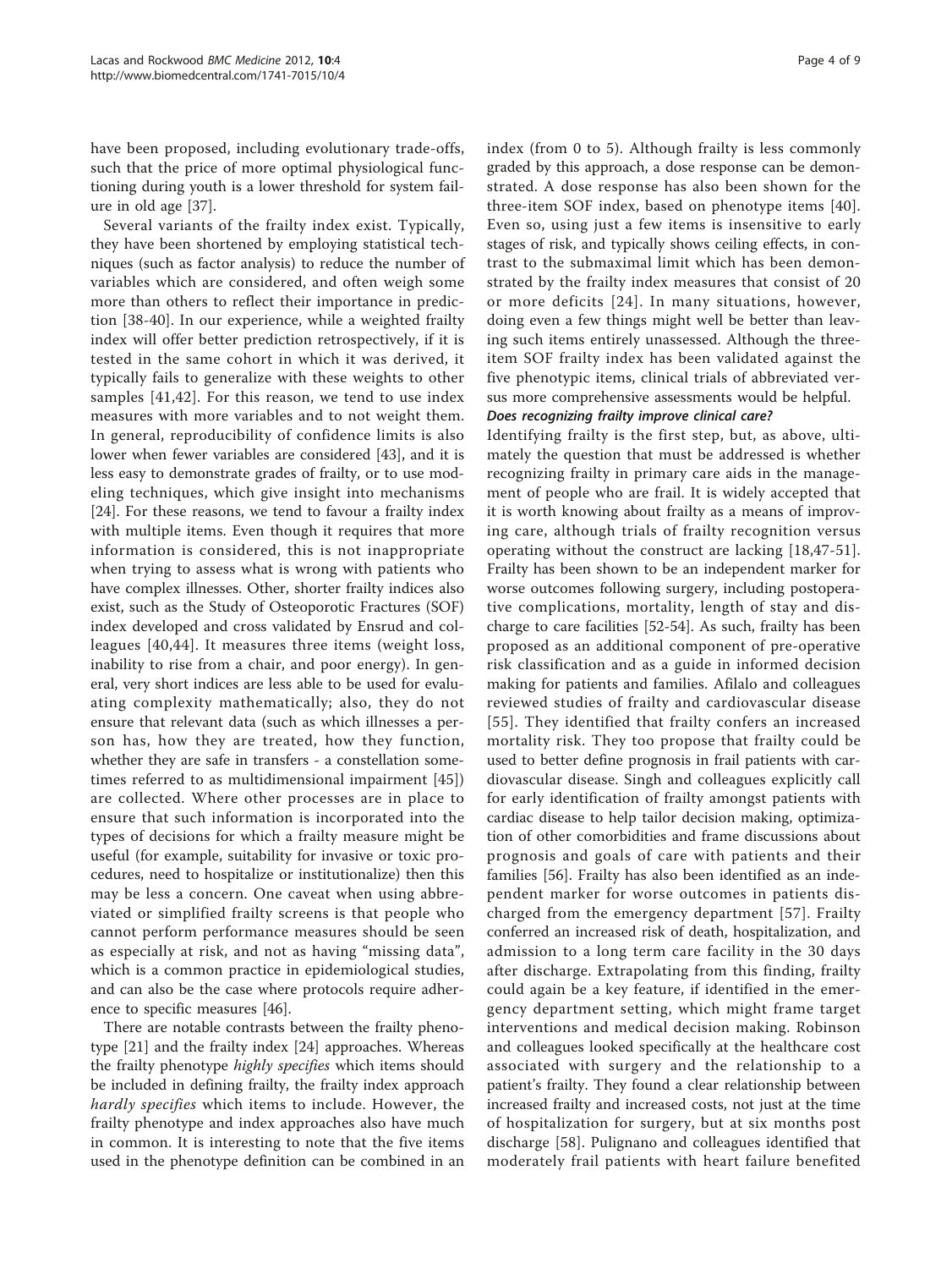have been proposed, including evolutionary trade-offs, such that the price of more optimal physiological functioning during youth is a lower threshold for system failure in old age [37].

Several variants of the frailty index exist. Typically, they have been shortened by employing statistical techniques (such as factor analysis) to reduce the number of variables which are considered, and often weigh some more than others to reflect their importance in prediction [38-40]. In our experience, while a weighted frailty index will offer better prediction retrospectively, if it is tested in the same cohort in which it was derived, it typically fails to generalize with these weights to other samples [41,42]. For this reason, we tend to use index measures with more variables and to not weight them. In general, reproducibility of confidence limits is also lower when fewer variables are considered [43], and it is less easy to demonstrate grades of frailty, or to use modeling techniques, which give insight into mechanisms [24]. For these reasons, we tend to favour a frailty index with multiple items. Even though it requires that more information is considered, this is not inappropriate when trying to assess what is wrong with patients who have complex illnesses. Other, shorter frailty indices also exist, such as the Study of Osteoporotic Fractures (SOF) index developed and cross validated by Ensrud and colleagues [40,44]. It measures three items (weight loss, inability to rise from a chair, and poor energy). In general, very short indices are less able to be used for evaluating complexity mathematically; also, they do not ensure that relevant data (such as which illnesses a person has, how they are treated, how they function, whether they are safe in transfers - a constellation sometimes referred to as multidimensional impairment [45]) are collected. Where other processes are in place to ensure that such information is incorporated into the types of decisions for which a frailty measure might be useful (for example, suitability for invasive or toxic procedures, need to hospitalize or institutionalize) then this may be less a concern. One caveat when using abbreviated or simplified frailty screens is that people who cannot perform performance measures should be seen as especially at risk, and not as having "missing data", which is a common practice in epidemiological studies, and can also be the case where protocols require adherence to specific measures [46].

There are notable contrasts between the frailty phenotype [21] and the frailty index [24] approaches. Whereas the frailty phenotype *highly specifies* which items should be included in defining frailty, the frailty index approach *hardly specifies* which items to include. However, the frailty phenotype and index approaches also have much in common. It is interesting to note that the five items used in the phenotype definition can be combined in an index (from 0 to 5). Although frailty is less commonly graded by this approach, a dose response can be demonstrated. A dose response has also been shown for the three-item SOF index, based on phenotype items [40]. Even so, using just a few items is insensitive to early stages of risk, and typically shows ceiling effects, in contrast to the submaximal limit which has been demonstrated by the frailty index measures that consist of 20 or more deficits [24]. In many situations, however, doing even a few things might well be better than leaving such items entirely unassessed. Although the three-item SOF frailty index has been validated against the five phenotypic items, clinical trials of abbreviated versus more comprehensive assessments would be helpful.

#### *Does recognizing frailty improve clinical care?*

Identifying frailty is the first step, but, as above, ultimately the question that must be addressed is whether recognizing frailty in primary care aids in the management of people who are frail. It is widely accepted that it is worth knowing about frailty as a means of improving care, although trials of frailty recognition versus operating without the construct are lacking [18,47-51]. Frailty has been shown to be an independent marker for worse outcomes following surgery, including postoperative complications, mortality, length of stay and discharge to care facilities [52-54]. As such, frailty has been proposed as an additional component of pre-operative risk classification and as a guide in informed decision making for patients and families. Afilalo and colleagues reviewed studies of frailty and cardiovascular disease [55]. They identified that frailty confers an increased mortality risk. They too propose that frailty could be used to better define prognosis in frail patients with cardiovascular disease. Singh and colleagues explicitly call for early identification of frailty amongst patients with cardiac disease to help tailor decision making, optimization of other comorbidities and frame discussions about prognosis and goals of care with patients and their families [56]. Frailty has also been identified as an independent marker for worse outcomes in patients discharged from the emergency department [57]. Frailty conferred an increased risk of death, hospitalization, and admission to a long term care facility in the 30 days after discharge. Extrapolating from this finding, frailty could again be a key feature, if identified in the emergency department setting, which might frame target interventions and medical decision making. Robinson and colleagues looked specifically at the healthcare cost associated with surgery and the relationship to a patient's frailty. They found a clear relationship between increased frailty and increased costs, not just at the time of hospitalization for surgery, but at six months post discharge [58]. Pulignano and colleagues identified that moderately frail patients with heart failure benefited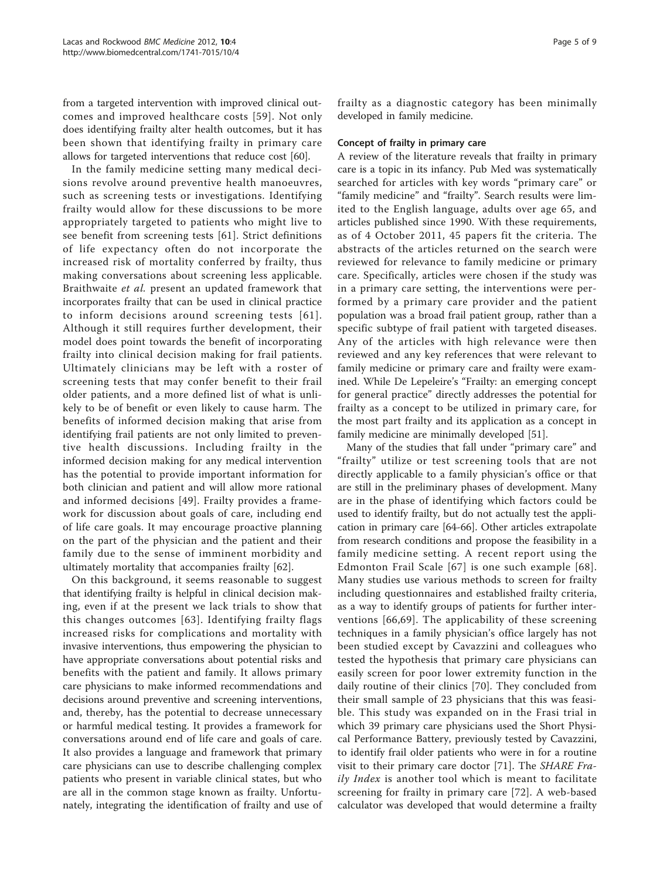from a targeted intervention with improved clinical outcomes and improved healthcare costs [59]. Not only does identifying frailty alter health outcomes, but it has been shown that identifying frailty in primary care allows for targeted interventions that reduce cost [60].

In the family medicine setting many medical decisions revolve around preventive health manoeuvres, such as screening tests or investigations. Identifying frailty would allow for these discussions to be more appropriately targeted to patients who might live to see benefit from screening tests [61]. Strict definitions of life expectancy often do not incorporate the increased risk of mortality conferred by frailty, thus making conversations about screening less applicable. Braithwaite *et al.* present an updated framework that incorporates frailty that can be used in clinical practice to inform decisions around screening tests [61]. Although it still requires further development, their model does point towards the benefit of incorporating frailty into clinical decision making for frail patients. Ultimately clinicians may be left with a roster of screening tests that may confer benefit to their frail older patients, and a more defined list of what is unlikely to be of benefit or even likely to cause harm. The benefits of informed decision making that arise from identifying frail patients are not only limited to preventive health discussions. Including frailty in the informed decision making for any medical intervention has the potential to provide important information for both clinician and patient and will allow more rational and informed decisions [49]. Frailty provides a framework for discussion about goals of care, including end of life care goals. It may encourage proactive planning on the part of the physician and the patient and their family due to the sense of imminent morbidity and ultimately mortality that accompanies frailty [62].

On this background, it seems reasonable to suggest that identifying frailty is helpful in clinical decision making, even if at the present we lack trials to show that this changes outcomes [63]. Identifying frailty flags increased risks for complications and mortality with invasive interventions, thus empowering the physician to have appropriate conversations about potential risks and benefits with the patient and family. It allows primary care physicians to make informed recommendations and decisions around preventive and screening interventions, and, thereby, has the potential to decrease unnecessary or harmful medical testing. It provides a framework for conversations around end of life care and goals of care. It also provides a language and framework that primary care physicians can use to describe challenging complex patients who present in variable clinical states, but who are all in the common stage known as frailty. Unfortunately, integrating the identification of frailty and use of frailty as a diagnostic category has been minimally developed in family medicine.

### Concept of frailty in primary care

A review of the literature reveals that frailty in primary care is a topic in its infancy. Pub Med was systematically searched for articles with key words "primary care" or "family medicine" and "frailty". Search results were limited to the English language, adults over age 65, and articles published since 1990. With these requirements, as of 4 October 2011, 45 papers fit the criteria. The abstracts of the articles returned on the search were reviewed for relevance to family medicine or primary care. Specifically, articles were chosen if the study was in a primary care setting, the interventions were performed by a primary care provider and the patient population was a broad frail patient group, rather than a specific subtype of frail patient with targeted diseases. Any of the articles with high relevance were then reviewed and any key references that were relevant to family medicine or primary care and frailty were examined. While De Lepeleire's "Frailty: an emerging concept for general practice" directly addresses the potential for frailty as a concept to be utilized in primary care, for the most part frailty and its application as a concept in family medicine are minimally developed [51].

Many of the studies that fall under "primary care" and "frailty" utilize or test screening tools that are not directly applicable to a family physician's office or that are still in the preliminary phases of development. Many are in the phase of identifying which factors could be used to identify frailty, but do not actually test the application in primary care [64-66]. Other articles extrapolate from research conditions and propose the feasibility in a family medicine setting. A recent report using the Edmonton Frail Scale [67] is one such example [68]. Many studies use various methods to screen for frailty including questionnaires and established frailty criteria, as a way to identify groups of patients for further interventions [66,69]. The applicability of these screening techniques in a family physician's office largely has not been studied except by Cavazzini and colleagues who tested the hypothesis that primary care physicians can easily screen for poor lower extremity function in the daily routine of their clinics [70]. They concluded from their small sample of 23 physicians that this was feasible. This study was expanded on in the Frasi trial in which 39 primary care physicians used the Short Physical Performance Battery, previously tested by Cavazzini, to identify frail older patients who were in for a routine visit to their primary care doctor [71]. The *SHARE Fraily Index* is another tool which is meant to facilitate screening for frailty in primary care [72]. A web-based calculator was developed that would determine a frailty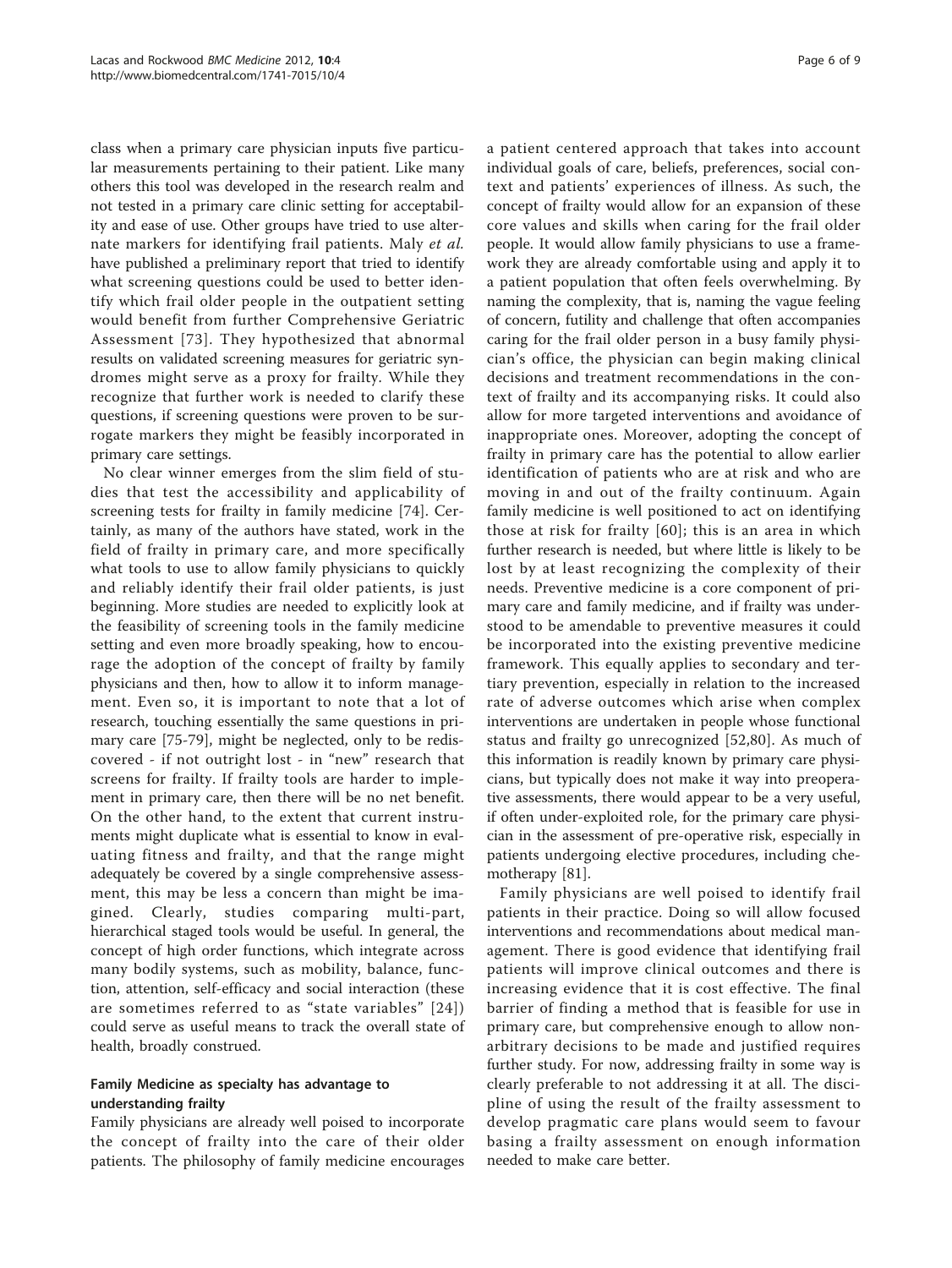class when a primary care physician inputs five particular measurements pertaining to their patient. Like many others this tool was developed in the research realm and not tested in a primary care clinic setting for acceptability and ease of use. Other groups have tried to use alternate markers for identifying frail patients. Maly *et al.* have published a preliminary report that tried to identify what screening questions could be used to better identify which frail older people in the outpatient setting would benefit from further Comprehensive Geriatric Assessment [73]. They hypothesized that abnormal results on validated screening measures for geriatric syndromes might serve as a proxy for frailty. While they recognize that further work is needed to clarify these questions, if screening questions were proven to be surrogate markers they might be feasibly incorporated in primary care settings.

No clear winner emerges from the slim field of studies that test the accessibility and applicability of screening tests for frailty in family medicine [74]. Certainly, as many of the authors have stated, work in the field of frailty in primary care, and more specifically what tools to use to allow family physicians to quickly and reliably identify their frail older patients, is just beginning. More studies are needed to explicitly look at the feasibility of screening tools in the family medicine setting and even more broadly speaking, how to encourage the adoption of the concept of frailty by family physicians and then, how to allow it to inform management. Even so, it is important to note that a lot of research, touching essentially the same questions in primary care [75-79], might be neglected, only to be rediscovered - if not outright lost - in "new" research that screens for frailty. If frailty tools are harder to implement in primary care, then there will be no net benefit. On the other hand, to the extent that current instruments might duplicate what is essential to know in evaluating fitness and frailty, and that the range might adequately be covered by a single comprehensive assessment, this may be less a concern than might be imagined. Clearly, studies comparing multi-part, hierarchical staged tools would be useful. In general, the concept of high order functions, which integrate across many bodily systems, such as mobility, balance, function, attention, self-efficacy and social interaction (these are sometimes referred to as "state variables" [24]) could serve as useful means to track the overall state of health, broadly construed.

## Family Medicine as specialty has advantage to understanding frailty

Family physicians are already well poised to incorporate the concept of frailty into the care of their older patients. The philosophy of family medicine encourages a patient centered approach that takes into account individual goals of care, beliefs, preferences, social context and patients' experiences of illness. As such, the concept of frailty would allow for an expansion of these core values and skills when caring for the frail older people. It would allow family physicians to use a framework they are already comfortable using and apply it to a patient population that often feels overwhelming. By naming the complexity, that is, naming the vague feeling of concern, futility and challenge that often accompanies caring for the frail older person in a busy family physician's office, the physician can begin making clinical decisions and treatment recommendations in the context of frailty and its accompanying risks. It could also allow for more targeted interventions and avoidance of inappropriate ones. Moreover, adopting the concept of frailty in primary care has the potential to allow earlier identification of patients who are at risk and who are moving in and out of the frailty continuum. Again family medicine is well positioned to act on identifying those at risk for frailty [60]; this is an area in which further research is needed, but where little is likely to be lost by at least recognizing the complexity of their needs. Preventive medicine is a core component of primary care and family medicine, and if frailty was understood to be amendable to preventive measures it could be incorporated into the existing preventive medicine framework. This equally applies to secondary and tertiary prevention, especially in relation to the increased rate of adverse outcomes which arise when complex interventions are undertaken in people whose functional status and frailty go unrecognized [52,80]. As much of this information is readily known by primary care physicians, but typically does not make it way into preoperative assessments, there would appear to be a very useful, if often under-exploited role, for the primary care physician in the assessment of pre-operative risk, especially in patients undergoing elective procedures, including chemotherapy [81].

Family physicians are well poised to identify frail patients in their practice. Doing so will allow focused interventions and recommendations about medical management. There is good evidence that identifying frail patients will improve clinical outcomes and there is increasing evidence that it is cost effective. The final barrier of finding a method that is feasible for use in primary care, but comprehensive enough to allow non-arbitrary decisions to be made and justified requires further study. For now, addressing frailty in some way is clearly preferable to not addressing it at all. The discipline of using the result of the frailty assessment to develop pragmatic care plans would seem to favour basing a frailty assessment on enough information needed to make care better.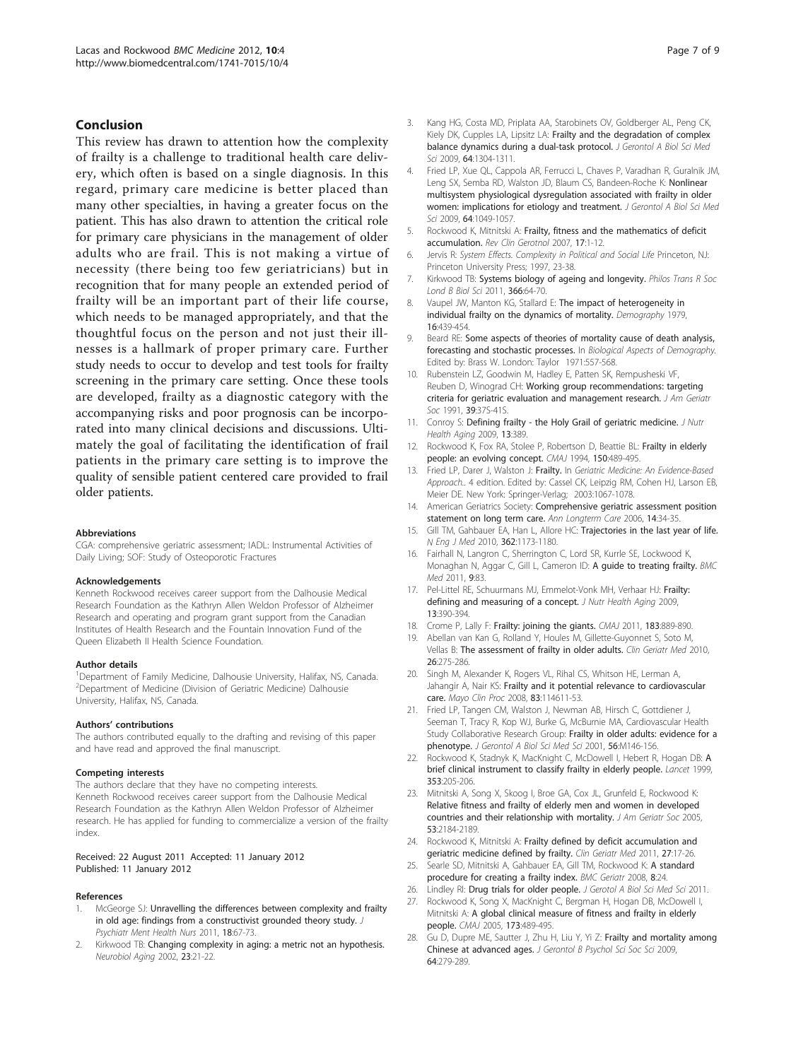## Conclusion

This review has drawn to attention how the complexity of frailty is a challenge to traditional health care delivery, which often is based on a single diagnosis. In this regard, primary care medicine is better placed than many other specialties, in having a greater focus on the patient. This has also drawn to attention the critical role for primary care physicians in the management of older adults who are frail. This is not making a virtue of necessity (there being too few geriatricians) but in recognition that for many people an extended period of frailty will be an important part of their life course, which needs to be managed appropriately, and that the thoughtful focus on the person and not just their illnesses is a hallmark of proper primary care. Further study needs to occur to develop and test tools for frailty screening in the primary care setting. Once these tools are developed, frailty as a diagnostic category with the accompanying risks and poor prognosis can be incorporated into many clinical decisions and discussions. Ultimately the goal of facilitating the identification of frail patients in the primary care setting is to improve the quality of sensible patient centered care provided to frail older patients.

#### Abbreviations

CGA: comprehensive geriatric assessment; IADL: Instrumental Activities of Daily Living; SOF: Study of Osteoporotic Fractures

#### Acknowledgements

Kenneth Rockwood receives career support from the Dalhousie Medical Research Foundation as the Kathryn Allen Weldon Professor of Alzheimer Research and operating and program grant support from the Canadian Institutes of Health Research and the Fountain Innovation Fund of the Queen Elizabeth II Health Science Foundation.

#### Author details

[1]Department of Family Medicine, Dalhousie University, Halifax, NS, Canada. [2]Department of Medicine (Division of Geriatric Medicine) Dalhousie University, Halifax, NS, Canada.

#### Authors' contributions

The authors contributed equally to the drafting and revising of this paper and have read and approved the final manuscript.

#### Competing interests

The authors declare that they have no competing interests.
Kenneth Rockwood receives career support from the Dalhousie Medical Research Foundation as the Kathryn Allen Weldon Professor of Alzheimer research. He has applied for funding to commercialize a version of the frailty index.

Received: 22 August 2011 Accepted: 11 January 2012
Published: 11 January 2012

#### References

1. McGeorge SJ: **Unravelling the differences between complexity and frailty in old age: findings from a constructivist grounded theory study.** *J Psychiatr Ment Health Nurs* 2011, **18**:67-73.
2. Kirkwood TB: **Changing complexity in aging: a metric not an hypothesis.** *Neurobiol Aging* 2002, **23**:21-22.
3. Kang HG, Costa MD, Priplata AA, Starobinets OV, Goldberger AL, Peng CK, Kiely DK, Cupples LA, Lipsitz LA: **Frailty and the degradation of complex balance dynamics during a dual-task protocol.** *J Gerontol A Biol Sci Med Sci* 2009, **64**:1304-1311.
4. Fried LP, Xue QL, Cappola AR, Ferrucci L, Chaves P, Varadhan R, Guralnik JM, Leng SX, Semba RD, Walston JD, Blaum CS, Bandeen-Roche K: **Nonlinear multisystem physiological dysregulation associated with frailty in older women: implications for etiology and treatment.** *J Gerontol A Biol Sci Med Sci* 2009, **64**:1049-1057.
5. Rockwood K, Mitnitski A: **Frailty, fitness and the mathematics of deficit accumulation.** *Rev Clin Gerontol* 2007, **17**:1-12.
6. Jervis R: *System Effects. Complexity in Political and Social Life* Princeton, NJ: Princeton University Press; 1997, 23-38.
7. Kirkwood TB: **Systems biology of ageing and longevity.** *Philos Trans R Soc Lond B Biol Sci* 2011, **366**:64-70.
8. Vaupel JW, Manton KG, Stallard E: **The impact of heterogeneity in individual frailty on the dynamics of mortality.** *Demography* 1979, **16**:439-454.
9. Beard RE: **Some aspects of theories of mortality cause of death analysis, forecasting and stochastic processes.** In *Biological Aspects of Demography.* Edited by: Brass W. London: Taylor 1971:557-568.
10. Rubenstein LZ, Goodwin M, Hadley E, Patten SK, Rempusheski VF, Reuben D, Winograd CH: **Working group recommendations: targeting criteria for geriatric evaluation and management research.** *J Am Geriatr Soc* 1991, **39**:37S-41S.
11. Conroy S: **Defining frailty - the Holy Grail of geriatric medicine.** *J Nutr Health Aging* 2009, **13**:389.
12. Rockwood K, Fox RA, Stolee P, Robertson D, Beattie BL: **Frailty in elderly people: an evolving concept.** *CMAJ* 1994, **150**:489-495.
13. Fried LP, Darer J, Walston J: **Frailty.** In *Geriatric Medicine: An Evidence-Based Approach..* 4 edition. Edited by: Cassel CK, Leipzig RM, Cohen HJ, Larson EB, Meier DE. New York: Springer-Verlag; 2003:1067-1078.
14. American Geriatrics Society: **Comprehensive geriatric assessment position statement on long term care.** *Ann Longterm Care* 2006, **14**:34-35.
15. Gill TM, Gahbauer EA, Han L, Allore HC: **Trajectories in the last year of life.** *N Eng J Med* 2010, **362**:1173-1180.
16. Fairhall N, Langron C, Sherrington C, Lord SR, Kurrle SE, Lockwood K, Monaghan N, Aggar C, Gill L, Cameron ID: **A guide to treating frailty.** *BMC Med* 2011, **9**:83.
17. Pel-Littel RE, Schuurmans MJ, Emmelot-Vonk MH, Verhaar HJ: **Frailty: defining and measuring of a concept.** *J Nutr Health Aging* 2009, **13**:390-394.
18. Crome P, Lally F: **Frailty: joining the giants.** *CMAJ* 2011, **183**:889-890.
19. Abellan van Kan G, Rolland Y, Houles M, Gillette-Guyonnet S, Soto M, Vellas B: **The assessment of frailty in older adults.** *Clin Geriatr Med* 2010, **26**:275-286.
20. Singh M, Alexander K, Rogers VL, Rihal CS, Whitson HE, Lerman A, Jahangir A, Nair KS: **Frailty and it potential relevance to cardiovascular care.** *Mayo Clin Proc* 2008, **83**:114611-53.
21. Fried LP, Tangen CM, Walston J, Newman AB, Hirsch C, Gottdiener J, Seeman T, Tracy R, Kop WJ, Burke G, McBurnie MA, Cardiovascular Health Study Collaborative Research Group: **Frailty in older adults: evidence for a phenotype.** *J Gerontol A Biol Sci Med Sci* 2001, **56**:M146-156.
22. Rockwood K, Stadnyk K, MacKnight C, McDowell I, Hebert R, Hogan DB: **A brief clinical instrument to classify frailty in elderly people.** *Lancet* 1999, **353**:205-206.
23. Mitnitski A, Song X, Skoog I, Broe GA, Cox JL, Grunfeld E, Rockwood K: **Relative fitness and frailty of elderly men and women in developed countries and their relationship with mortality.** *J Am Geriatr Soc* 2005, **53**:2184-2189.
24. Rockwood K, Mitnitski A: **Frailty defined by deficit accumulation and geriatric medicine defined by frailty.** *Clin Geriatr Med* 2011, **27**:17-26.
25. Searle SD, Mitnitski A, Gahbauer EA, Gill TM, Rockwood K: **A standard procedure for creating a frailty index.** *BMC Geriatr* 2008, **8**:24.
26. Lindley RI: **Drug trials for older people.** *J Gerotol A Biol Sci Med Sci* 2011.
27. Rockwood K, Song X, MacKnight C, Bergman H, Hogan DB, McDowell I, Mitnitski A: **A global clinical measure of fitness and frailty in elderly people.** *CMAJ* 2005, **173**:489-495.
28. Gu D, Dupre ME, Sautter J, Zhu H, Liu Y, Yi Z: **Frailty and mortality among Chinese at advanced ages.** *J Gerontol B Psychol Sci Soc Sci* 2009, **64**:279-289.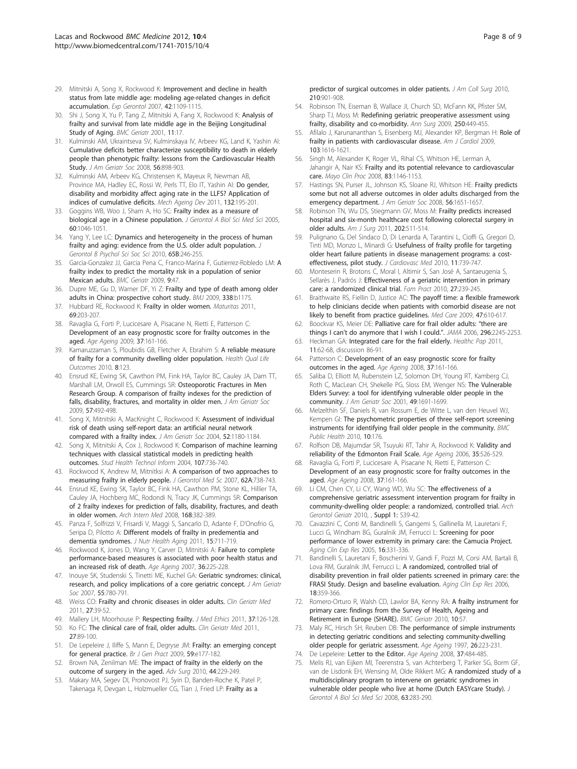29. Mitnitski A, Song X, Rockwood K: Improvement and decline in health status from late middle age: modeling age-related changes in deficit accumulation. *Exp Gerontol* 2007, 42:1109-1115.
30. Shi J, Song X, Yu P, Tang Z, Mitnitski A, Fang X, Rockwood K: Analysis of frailty and survival from late middle age in the Beijing Longitudinal Study of Aging. *BMC Geriatr* 2001, 11:17.
31. Kulminski AM, Ukraintseva SV, Kulminskaya IV, Arbeev KG, Land K, Yashin AI: Cumulative deficits better characterize susceptibility to death in elderly people than phenotypic frailty: lessons from the Cardiovascular Health Study. *J Am Geriatr Soc* 2008, 56:898-903.
32. Kulminski AM, Arbeev KG, Christensen K, Mayeux R, Newman AB, Province MA, Hadley EC, Rossi W, Perls TT, Elo IT, Yashin AI: Do gender, disability and morbidity affect aging rate in the LLFS? Application of indices of cumulative deficits. *Mech Ageing Dev* 2011, 132:195-201.
33. Goggins WB, Woo J, Sham A, Ho SC: Frailty index as a measure of biological age in a Chinese population. *J Gerontol A Biol Sci Med Sci* 2005, 60:1046-1051.
34. Yang Y, Lee LC: Dynamics and heterogeneity in the process of human frailty and aging: evidence from the U.S. older adult population. *J Gerontol B Psychol Sci Soc Sci* 2010, 65B:246-255.
35. Garcia-Gonzalez JJ, Garcia Pena C, Franco-Marina F, Gutierrez-Robledo LM: A frailty index to predict the mortality risk in a population of senior Mexican adults. *BMC Geriatr* 2009, 9:47.
36. Dupre ME, Gu D, Warner DF, Yi Z: Frailty and type of death among older adults in China: prospective cohort study. *BMJ* 2009, 338:b1175.
37. Hubbard RE, Rockwood K: Frailty in older women. *Maturitas* 2011, 69:203-207.
38. Ravaglia G, Forti P, Lucicesare A, Pisacane N, Rietti E, Patterson C: Development of an easy prognostic score for frailty outcomes in the aged. *Age Ageing* 2009, 37:161-166.
39. Kamaruzzaman S, Ploubidis GB, Fletcher A, Ebrahim S: A reliable measure of frailty for a community dwelling older population. *Health Qual Life Outcomes* 2010, 8:123.
40. Ensrud KE, Ewing SK, Cawthon PM, Fink HA, Taylor BC, Cauley JA, Dam TT, Marshall LM, Orwoll ES, Cummings SR: Osteoporotic Fractures in Men Research Group. A comparison of frailty indexes for the prediction of falls, disability, fractures, and mortality in older men. *J Am Geriatr Soc* 2009, 57:492-498.
41. Song X, Mitnitski A, MacKnight C, Rockwood K: Assessment of individual risk of death using self-report data: an artificial neural network compared with a frailty index. *J Am Geriatr Soc* 2004, 52:1180-1184.
42. Song X, Mitnitski A, Cox J, Rockwood K: Comparison of machine learning techniques with classical statistical models in predicting health outcomes. *Stud Health Technol Inform* 2004, 107:736-740.
43. Rockwood K, Andrew M, Mitnitski A: A comparison of two approaches to measuring frailty in elderly people. *J Gerontol Med Sc* 2007, 62A:738-743.
44. Ensrud KE, Ewing SK, Taylor BC, Fink HA, Cawthon PM, Stone KL, Hillier TA, Cauley JA, Hochberg MC, Rodondi N, Tracy JK, Cummings SR: Comparison of 2 frailty indexes for prediction of falls, disability, fractures, and death in older women. *Arch Intern Med* 2008, 168:382-389.
45. Panza F, Solfrizzi V, Frisardi V, Maggi S, Sancarlo D, Adante F, D'Onofrio G, Seripa D, Pilotto A: Different models of frailty in predementia and dementia syndromes. *J Nutr Health Aging* 2011, 15:711-719.
46. Rockwood K, Jones D, Wang Y, Carver D, Mitnitski A: Failure to complete performance-based measures is associated with poor health status and an increased risk of death. *Age Ageing* 2007, 36:225-228.
47. Inouye SK, Studenski S, Tinetti ME, Kuchel GA: Geriatric syndromes: clinical, research, and policy implications of a core geriatric concept. *J Am Geriatr Soc* 2007, 55:780-791.
48. Weiss CO: Frailty and chronic diseases in older adults. *Clin Geriatr Med* 2011, 27:39-52.
49. Mallery LH, Moorhouse P: Respecting frailty. *J Med Ethics* 2011, 37:126-128.
50. Ko FC: The clinical care of frail, older adults. *Clin Geriatr Med* 2011, 27:89-100.
51. De Lepeleire J, Iliffe S, Mann E, Degryse JM: Frailty: an emerging concept for general practice. *Br J Gen Pract* 2009, 59:e177-182.
52. Brown NA, Zenilman ME: The impact of frailty in the elderly on the outcome of surgery in the aged. *Adv Surg* 2010, 44:229-249.
53. Makary MA, Segev DI, Pronovost PJ, Syin D, Banden-Roche K, Patel P, Takenaga R, Devgan L, Holzmueller CG, Tian J, Fried LP: Frailty as a predictor of surgical outcomes in older patients. *J Am Coll Surg* 2010, 210:901-908.
54. Robinson TN, Eiseman B, Wallace JI, Church SD, McFann KK, Pfister SM, Sharp TJ, Moss M: Redefining geriatric preoperative assessment using frailty, disability and co-morbidity. *Ann Surg* 2009, 250:449-455.
55. Afilalo J, Karunananthan S, Eisenberg MJ, Alexander KP, Bergman H: Role of frailty in patients with cardiovascular disease. *Am J Cardiol* 2009, 103:1616-1621.
56. Singh M, Alexander K, Roger VL, Rihal CS, Whitson HE, Lerman A, Jahangir A, Nair KS: Frailty and its potential relevance to cardiovascular care. *Mayo Clin Proc* 2008, 83:1146-1153.
57. Hastings SN, Purser JL, Johnson KS, Sloane RJ, Whitson HE: Frailty predicts some but not all adverse outcomes in older adults discharged from the emergency department. *J Am Geriatr Soc* 2008, 56:1651-1657.
58. Robinson TN, Wu DS, Stiegmann GV, Moss M: Frailty predicts increased hospital and six-month healthcare cost following colorectal surgery in older adults. *Am J Surg* 2011, 202:511-514.
59. Pulignano G, Del Sindaco D, Di Lenarda A, Tarantini L, Cioffi G, Gregori D, Tinti MD, Monzo L, Minardi G: Usefulness of frailty profile for targeting older heart failure patients in disease management programs: a cost-effectiveness, pilot study. *J Cardiovasc Med* 2010, 11:739-747.
60. Monteserin R, Brotons C, Moral I, Altimir S, San José A, Santaeugenia S, Sellarès J, Padrós J: Effectiveness of a geriatric intervention in primary care: a randomized clinical trial. *Fam Pract* 2010, 27:239-245.
61. Braithwaite RS, Fiellin D, Justice AC: The payoff time: a flexible framework to help clinicians decide when patients with comorbid disease are not likely to benefit from practice guidelines. *Med Care* 2009, 47:610-617.
62. Boockvar KS, Meier DE: Palliative care for frail older adults: "there are things I can't do anymore that I wish I could.". *JAMA* 2006, 296:2245-2253.
63. Heckman GA: Integrated care for the frail elderly. *Healthc Pap* 2011, 11:62-68, discussion 86-91.
64. Patterson C: Development of an easy prognostic score for frailty outcomes in the aged. *Age Ageing* 2008, 37:161-166.
65. Saliba D, Elliott M, Rubenstein LZ, Solomon DH, Young RT, Kamberg CJ, Roth C, MacLean CH, Shekelle PG, Sloss EM, Wenger NS: The Vulnerable Elders Survey: a tool for identifying vulnerable older people in the community. *J Am Geriatr Soc* 2001, 49:1691-1699.
66. Melzelthin SF, Daniels R, van Rossum E, de Witte L, van den Heuvel WJ, Kempen GI: The psychometric properties of three self-report screening instruments for identifying frail older people in the community. *BMC Public Health* 2010, 10:176.
67. Rolfson DB, Majumdar SR, Tsuyuki RT, Tahir A, Rockwood K: Validity and reliability of the Edmonton Frail Scale. *Age Ageing* 2006, 35:526-529.
68. Ravaglia G, Forti P, Lucicesare A, Pisacane N, Rietti E, Patterson C: Development of an easy prognostic score for frailty outcomes in the aged. *Age Ageing* 2008, 37:161-166.
69. Li CM, Chen CY, Li CY, Wang WD, Wu SC: The effectiveness of a comprehensive geriatric assessment intervention program for frailty in community-dwelling older people: a randomized, controlled trial. *Arch Gerontol Geriatr* 2010, , Suppl 1: S39-42.
70. Cavazzini C, Conti M, Bandinelli S, Gangemi S, Gallinella M, Lauretani F, Lucci G, Windham BG, Guralnik JM, Ferrucci L: Screening for poor performance of lower extremity in primary care: the Camucia Project. *Aging Clin Exp Res* 2005, 16:331-336.
71. Bandinelli S, Lauretani F, Boscherini V, Gandi F, Pozzi M, Corsi AM, Bartali B, Lova RM, Guralnik JM, Ferrucci L: A randomized, controlled trial of disability prevention in frail older patients screened in primary care: the FRASI Study. Design and baseline evaluation. *Aging Clin Exp Res* 2006, 18:359-366.
72. Romero-Ortuno R, Walsh CD, Lawlor BA, Kenny RA: A frailty instrument for primary care: findings from the Survey of Health, Ageing and Retirement in Europe (SHARE). *BMC Geriatr* 2010, 10:57.
73. Maly RC, Hirsch SH, Reuben DB: The performance of simple instruments in detecting geriatric conditions and selecting community-dwelling older people for geriatric assessment. *Age Ageing* 1997, 26:223-231.
74. De Lepeleire: Letter to the Editor. *Age Ageing* 2008, 37:484-485.
75. Melis RJ, van Eijken MI, Teerenstra S, van Achterberg T, Parker SG, Borm GF, van de Lisdonk EH, Wensing M, Olde Rikkert MG: A randomized study of a multidisciplinary program to intervene on geriatric syndromes in vulnerable older people who live at home (Dutch EASYcare Study). *J Gerontol A Biol Sci Med Sci* 2008, 63:283-290.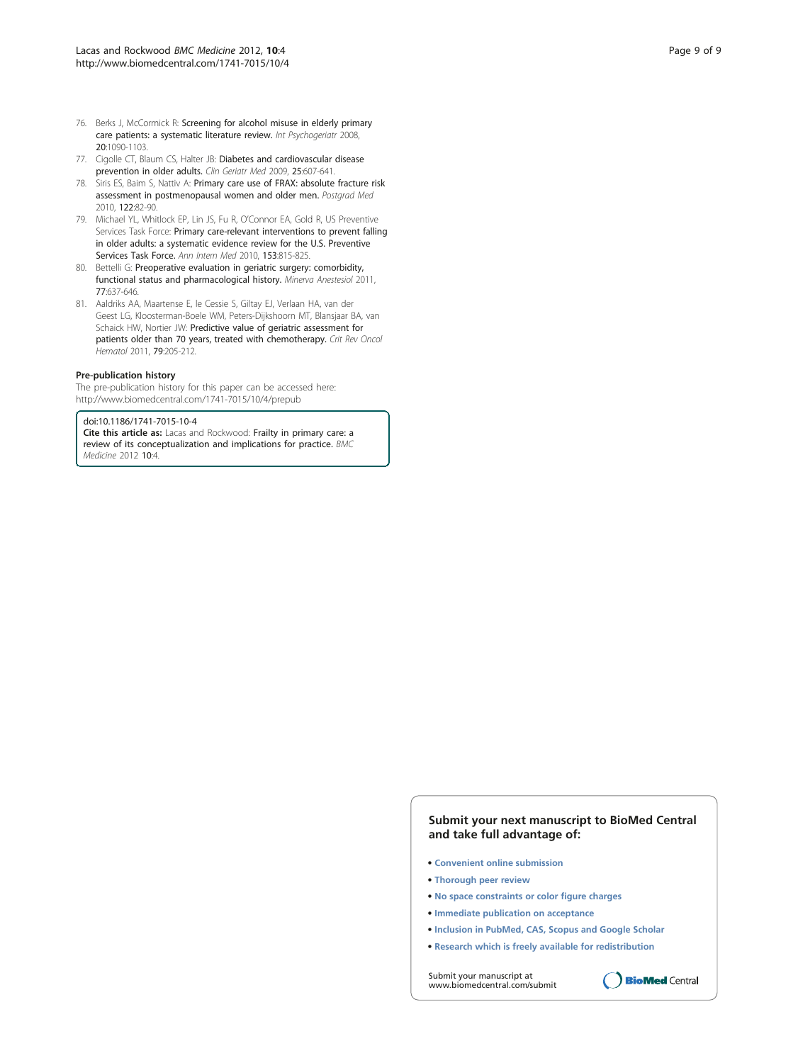76. Berks J, McCormick R: **Screening for alcohol misuse in elderly primary care patients: a systematic literature review.** *Int Psychogeriatr* 2008, **20**:1090-1103.
77. Cigolle CT, Blaum CS, Halter JB: **Diabetes and cardiovascular disease prevention in older adults.** *Clin Geriatr Med* 2009, **25**:607-641.
78. Siris ES, Baim S, Nattiv A: **Primary care use of FRAX: absolute fracture risk assessment in postmenopausal women and older men.** *Postgrad Med* 2010, **122**:82-90.
79. Michael YL, Whitlock EP, Lin JS, Fu R, O'Connor EA, Gold R, US Preventive Services Task Force: **Primary care-relevant interventions to prevent falling in older adults: a systematic evidence review for the U.S. Preventive Services Task Force.** *Ann Intern Med* 2010, **153**:815-825.
80. Bettelli G: **Preoperative evaluation in geriatric surgery: comorbidity, functional status and pharmacological history.** *Minerva Anestesiol* 2011, **77**:637-646.
81. Aaldriks AA, Maartense E, le Cessie S, Giltay EJ, Verlaan HA, van der Geest LG, Kloosterman-Boele WM, Peters-Dijkshoorn MT, Blansjaar BA, van Schaick HW, Nortier JW: **Predictive value of geriatric assessment for patients older than 70 years, treated with chemotherapy.** *Crit Rev Oncol Hematol* 2011, **79**:205-212.

### Pre-publication history

The pre-publication history for this paper can be accessed here:
http://www.biomedcentral.com/1741-7015/10/4/prepub

doi:10.1186/1741-7015-10-4
**Cite this article as:** Lacas and Rockwood: **Frailty in primary care: a review of its conceptualization and implications for practice.** *BMC Medicine* 2012 **10**:4.

**Submit your next manuscript to BioMed Central and take full advantage of:**

- **Convenient online submission**
- **Thorough peer review**
- **No space constraints or color figure charges**
- **Immediate publication on acceptance**
- **Inclusion in PubMed, CAS, Scopus and Google Scholar**
- **Research which is freely available for redistribution**

Submit your manuscript at
www.biomedcentral.com/submit

BioMed Central